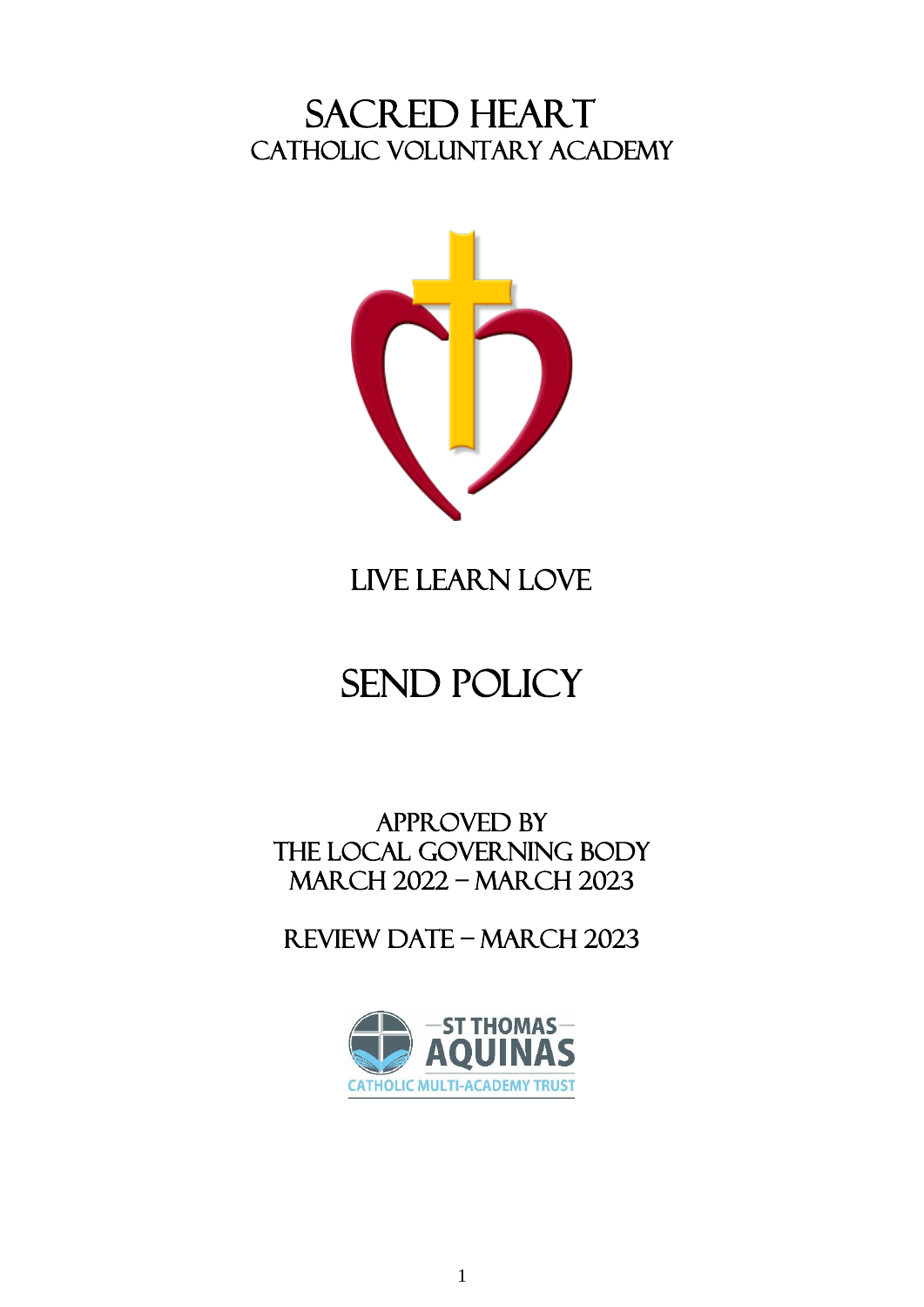# Sacred Heart
## Catholic Voluntary Academy

Live Learn Love

# SEND Policy

Approved by
The Local Governing Body
March 2022 – March 2023

Review Date – March 2023

ST THOMAS AQUINAS
CATHOLIC MULTI-ACADEMY TRUST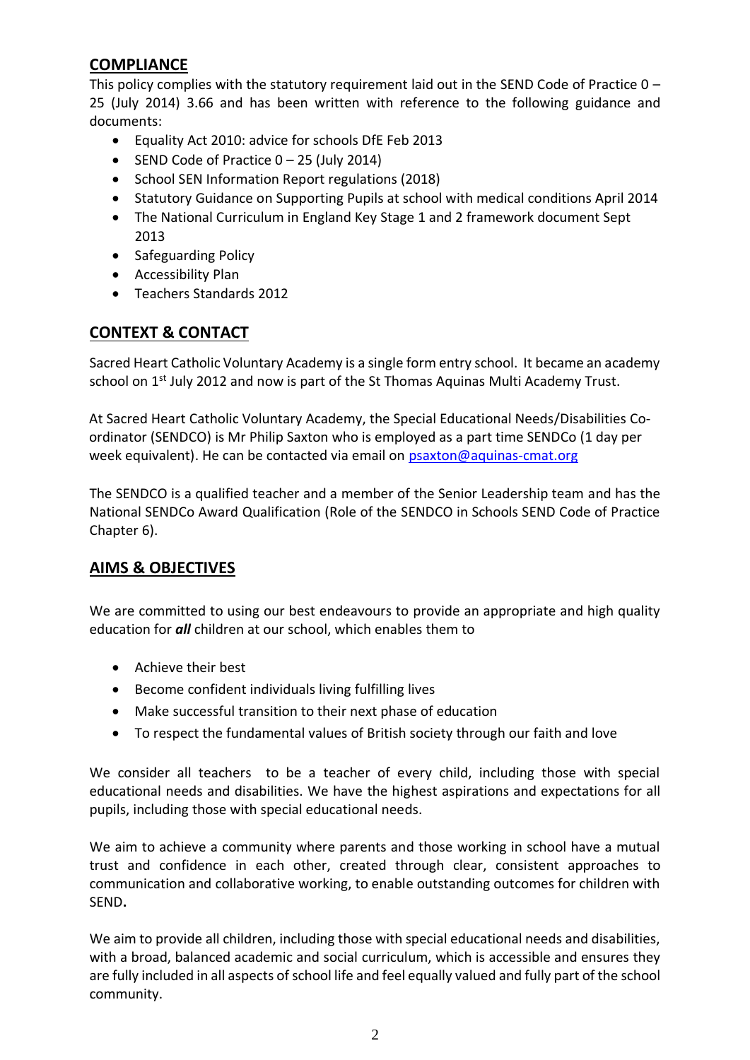## COMPLIANCE

This policy complies with the statutory requirement laid out in the SEND Code of Practice 0 – 25 (July 2014) 3.66 and has been written with reference to the following guidance and documents:

- Equality Act 2010: advice for schools DfE Feb 2013
- SEND Code of Practice 0 – 25 (July 2014)
- School SEN Information Report regulations (2018)
- Statutory Guidance on Supporting Pupils at school with medical conditions April 2014
- The National Curriculum in England Key Stage 1 and 2 framework document Sept 2013
- Safeguarding Policy
- Accessibility Plan
- Teachers Standards 2012

## CONTEXT & CONTACT

Sacred Heart Catholic Voluntary Academy is a single form entry school. It became an academy school on 1st July 2012 and now is part of the St Thomas Aquinas Multi Academy Trust.

At Sacred Heart Catholic Voluntary Academy, the Special Educational Needs/Disabilities Co-ordinator (SENDCO) is Mr Philip Saxton who is employed as a part time SENDCo (1 day per week equivalent). He can be contacted via email on psaxton@aquinas-cmat.org

The SENDCO is a qualified teacher and a member of the Senior Leadership team and has the National SENDCo Award Qualification (Role of the SENDCO in Schools SEND Code of Practice Chapter 6).

## AIMS & OBJECTIVES

We are committed to using our best endeavours to provide an appropriate and high quality education for ***all*** children at our school, which enables them to

- Achieve their best
- Become confident individuals living fulfilling lives
- Make successful transition to their next phase of education
- To respect the fundamental values of British society through our faith and love

We consider all teachers to be a teacher of every child, including those with special educational needs and disabilities. We have the highest aspirations and expectations for all pupils, including those with special educational needs.

We aim to achieve a community where parents and those working in school have a mutual trust and confidence in each other, created through clear, consistent approaches to communication and collaborative working, to enable outstanding outcomes for children with SEND**.**

We aim to provide all children, including those with special educational needs and disabilities, with a broad, balanced academic and social curriculum, which is accessible and ensures they are fully included in all aspects of school life and feel equally valued and fully part of the school community.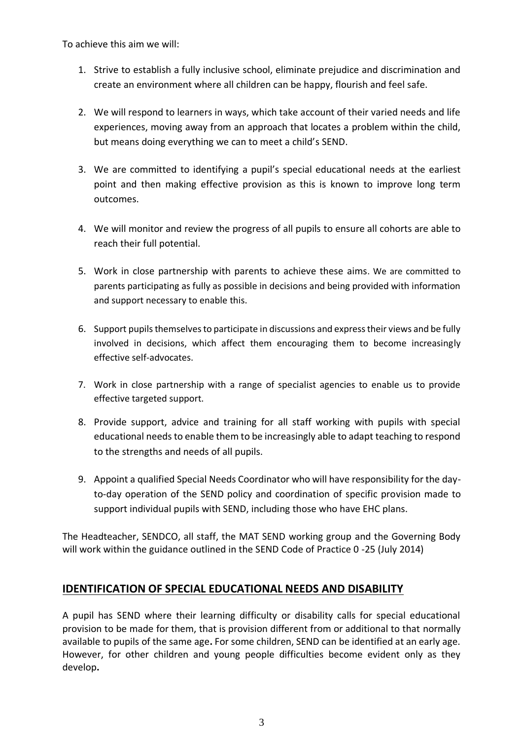To achieve this aim we will:

1. Strive to establish a fully inclusive school, eliminate prejudice and discrimination and create an environment where all children can be happy, flourish and feel safe.

2. We will respond to learners in ways, which take account of their varied needs and life experiences, moving away from an approach that locates a problem within the child, but means doing everything we can to meet a child's SEND.

3. We are committed to identifying a pupil's special educational needs at the earliest point and then making effective provision as this is known to improve long term outcomes.

4. We will monitor and review the progress of all pupils to ensure all cohorts are able to reach their full potential.

5. Work in close partnership with parents to achieve these aims. We are committed to parents participating as fully as possible in decisions and being provided with information and support necessary to enable this.

6. Support pupils themselves to participate in discussions and express their views and be fully involved in decisions, which affect them encouraging them to become increasingly effective self-advocates.

7. Work in close partnership with a range of specialist agencies to enable us to provide effective targeted support.

8. Provide support, advice and training for all staff working with pupils with special educational needs to enable them to be increasingly able to adapt teaching to respond to the strengths and needs of all pupils.

9. Appoint a qualified Special Needs Coordinator who will have responsibility for the day-to-day operation of the SEND policy and coordination of specific provision made to support individual pupils with SEND, including those who have EHC plans.

The Headteacher, SENDCO, all staff, the MAT SEND working group and the Governing Body will work within the guidance outlined in the SEND Code of Practice 0 -25 (July 2014)

## IDENTIFICATION OF SPECIAL EDUCATIONAL NEEDS AND DISABILITY

A pupil has SEND where their learning difficulty or disability calls for special educational provision to be made for them, that is provision different from or additional to that normally available to pupils of the same age**.** For some children, SEND can be identified at an early age. However, for other children and young people difficulties become evident only as they develop**.**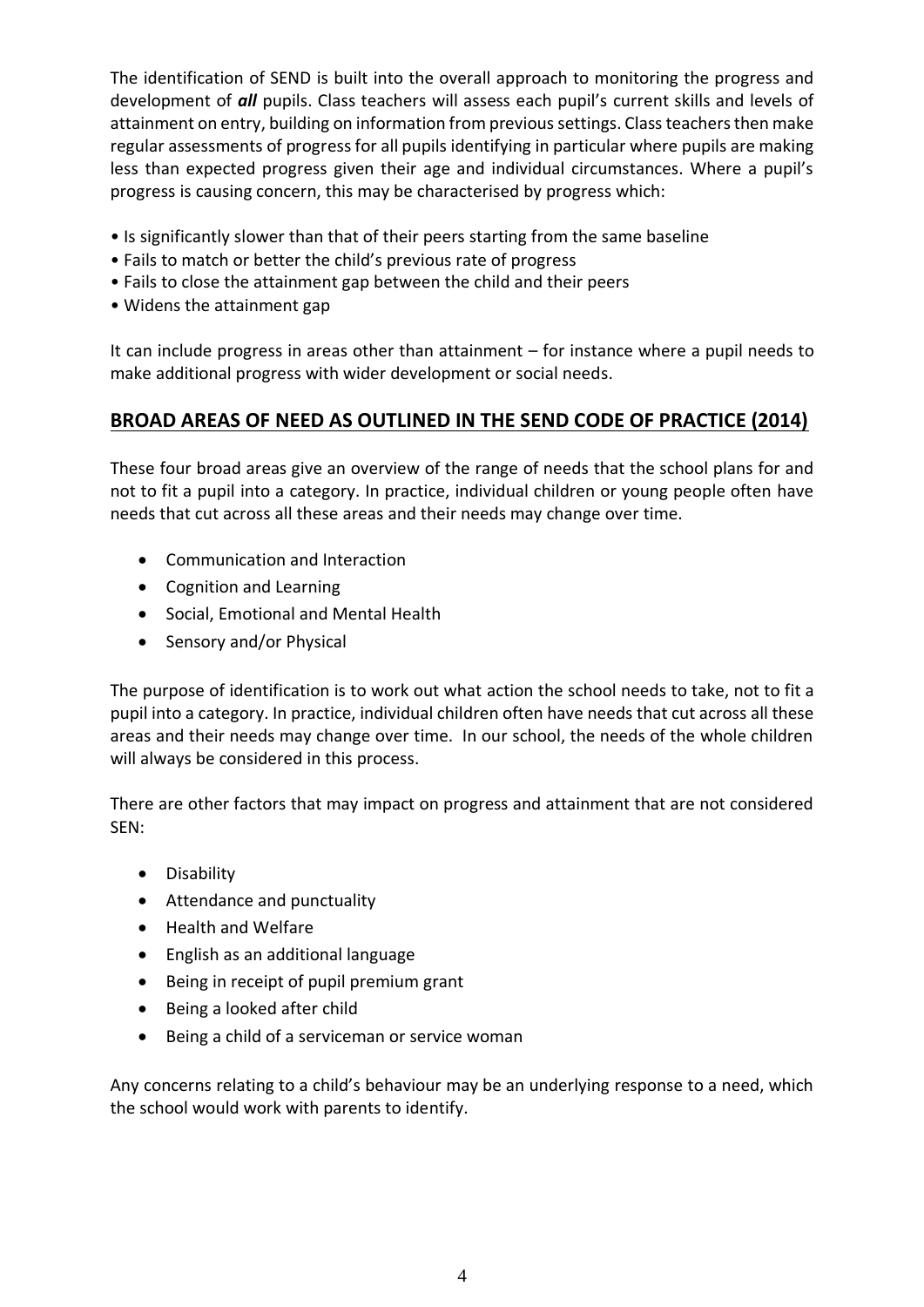The identification of SEND is built into the overall approach to monitoring the progress and development of ***all*** pupils. Class teachers will assess each pupil's current skills and levels of attainment on entry, building on information from previous settings. Class teachers then make regular assessments of progress for all pupils identifying in particular where pupils are making less than expected progress given their age and individual circumstances. Where a pupil's progress is causing concern, this may be characterised by progress which:

- Is significantly slower than that of their peers starting from the same baseline
- Fails to match or better the child's previous rate of progress
- Fails to close the attainment gap between the child and their peers
- Widens the attainment gap

It can include progress in areas other than attainment – for instance where a pupil needs to make additional progress with wider development or social needs.

## BROAD AREAS OF NEED AS OUTLINED IN THE SEND CODE OF PRACTICE (2014)

These four broad areas give an overview of the range of needs that the school plans for and not to fit a pupil into a category. In practice, individual children or young people often have needs that cut across all these areas and their needs may change over time.

- Communication and Interaction
- Cognition and Learning
- Social, Emotional and Mental Health
- Sensory and/or Physical

The purpose of identification is to work out what action the school needs to take, not to fit a pupil into a category. In practice, individual children often have needs that cut across all these areas and their needs may change over time. In our school, the needs of the whole children will always be considered in this process.

There are other factors that may impact on progress and attainment that are not considered SEN:

- Disability
- Attendance and punctuality
- Health and Welfare
- English as an additional language
- Being in receipt of pupil premium grant
- Being a looked after child
- Being a child of a serviceman or service woman

Any concerns relating to a child's behaviour may be an underlying response to a need, which the school would work with parents to identify.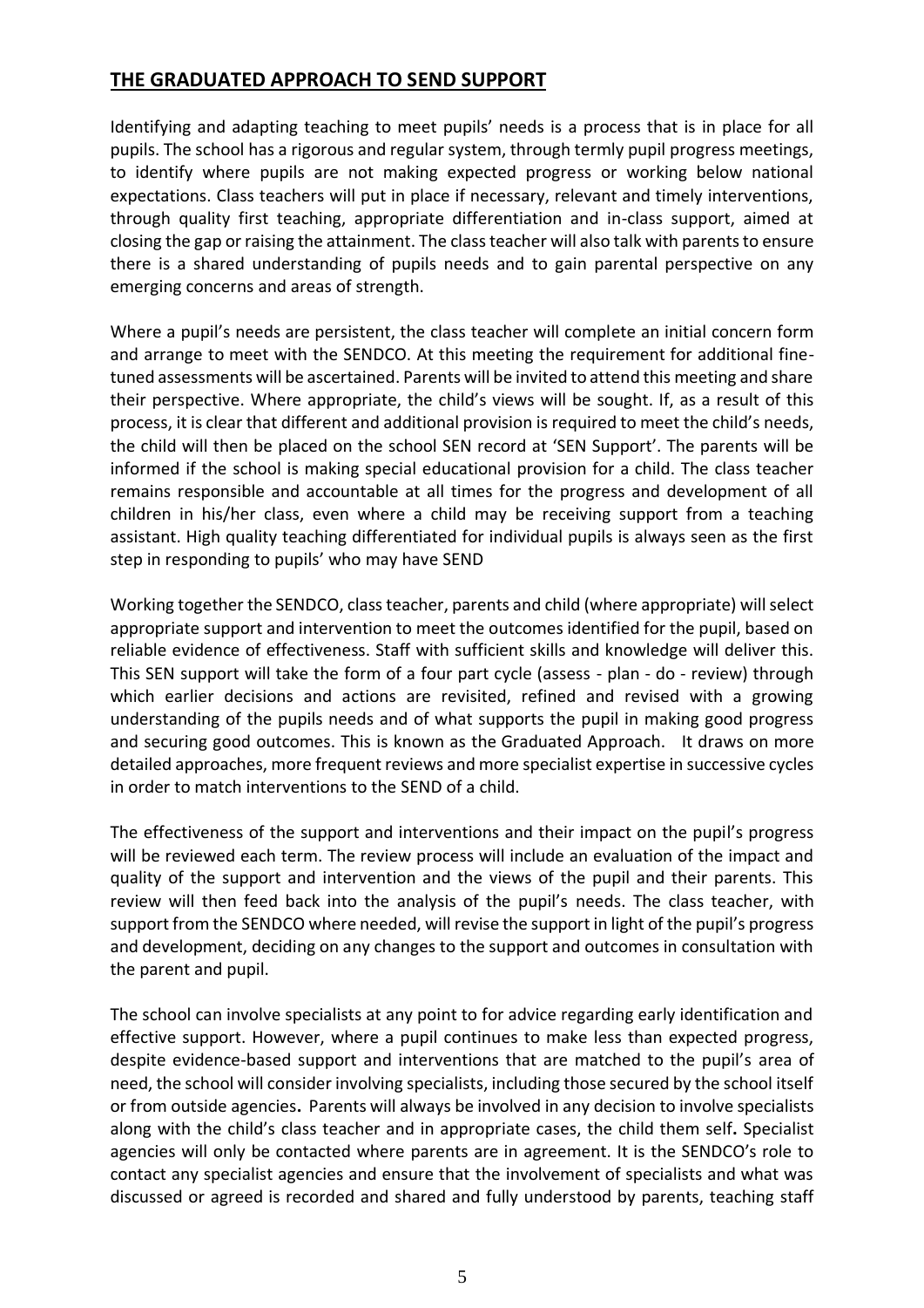## THE GRADUATED APPROACH TO SEND SUPPORT

Identifying and adapting teaching to meet pupils' needs is a process that is in place for all pupils. The school has a rigorous and regular system, through termly pupil progress meetings, to identify where pupils are not making expected progress or working below national expectations. Class teachers will put in place if necessary, relevant and timely interventions, through quality first teaching, appropriate differentiation and in-class support, aimed at closing the gap or raising the attainment. The class teacher will also talk with parents to ensure there is a shared understanding of pupils needs and to gain parental perspective on any emerging concerns and areas of strength.

Where a pupil's needs are persistent, the class teacher will complete an initial concern form and arrange to meet with the SENDCO. At this meeting the requirement for additional fine-tuned assessments will be ascertained. Parents will be invited to attend this meeting and share their perspective. Where appropriate, the child's views will be sought. If, as a result of this process, it is clear that different and additional provision is required to meet the child's needs, the child will then be placed on the school SEN record at 'SEN Support'. The parents will be informed if the school is making special educational provision for a child. The class teacher remains responsible and accountable at all times for the progress and development of all children in his/her class, even where a child may be receiving support from a teaching assistant. High quality teaching differentiated for individual pupils is always seen as the first step in responding to pupils' who may have SEND

Working together the SENDCO, class teacher, parents and child (where appropriate) will select appropriate support and intervention to meet the outcomes identified for the pupil, based on reliable evidence of effectiveness. Staff with sufficient skills and knowledge will deliver this. This SEN support will take the form of a four part cycle (assess - plan - do - review) through which earlier decisions and actions are revisited, refined and revised with a growing understanding of the pupils needs and of what supports the pupil in making good progress and securing good outcomes. This is known as the Graduated Approach. It draws on more detailed approaches, more frequent reviews and more specialist expertise in successive cycles in order to match interventions to the SEND of a child.

The effectiveness of the support and interventions and their impact on the pupil's progress will be reviewed each term. The review process will include an evaluation of the impact and quality of the support and intervention and the views of the pupil and their parents. This review will then feed back into the analysis of the pupil's needs. The class teacher, with support from the SENDCO where needed, will revise the support in light of the pupil's progress and development, deciding on any changes to the support and outcomes in consultation with the parent and pupil.

The school can involve specialists at any point to for advice regarding early identification and effective support. However, where a pupil continues to make less than expected progress, despite evidence-based support and interventions that are matched to the pupil's area of need, the school will consider involving specialists, including those secured by the school itself or from outside agencies**.** Parents will always be involved in any decision to involve specialists along with the child's class teacher and in appropriate cases, the child them self**.** Specialist agencies will only be contacted where parents are in agreement. It is the SENDCO's role to contact any specialist agencies and ensure that the involvement of specialists and what was discussed or agreed is recorded and shared and fully understood by parents, teaching staff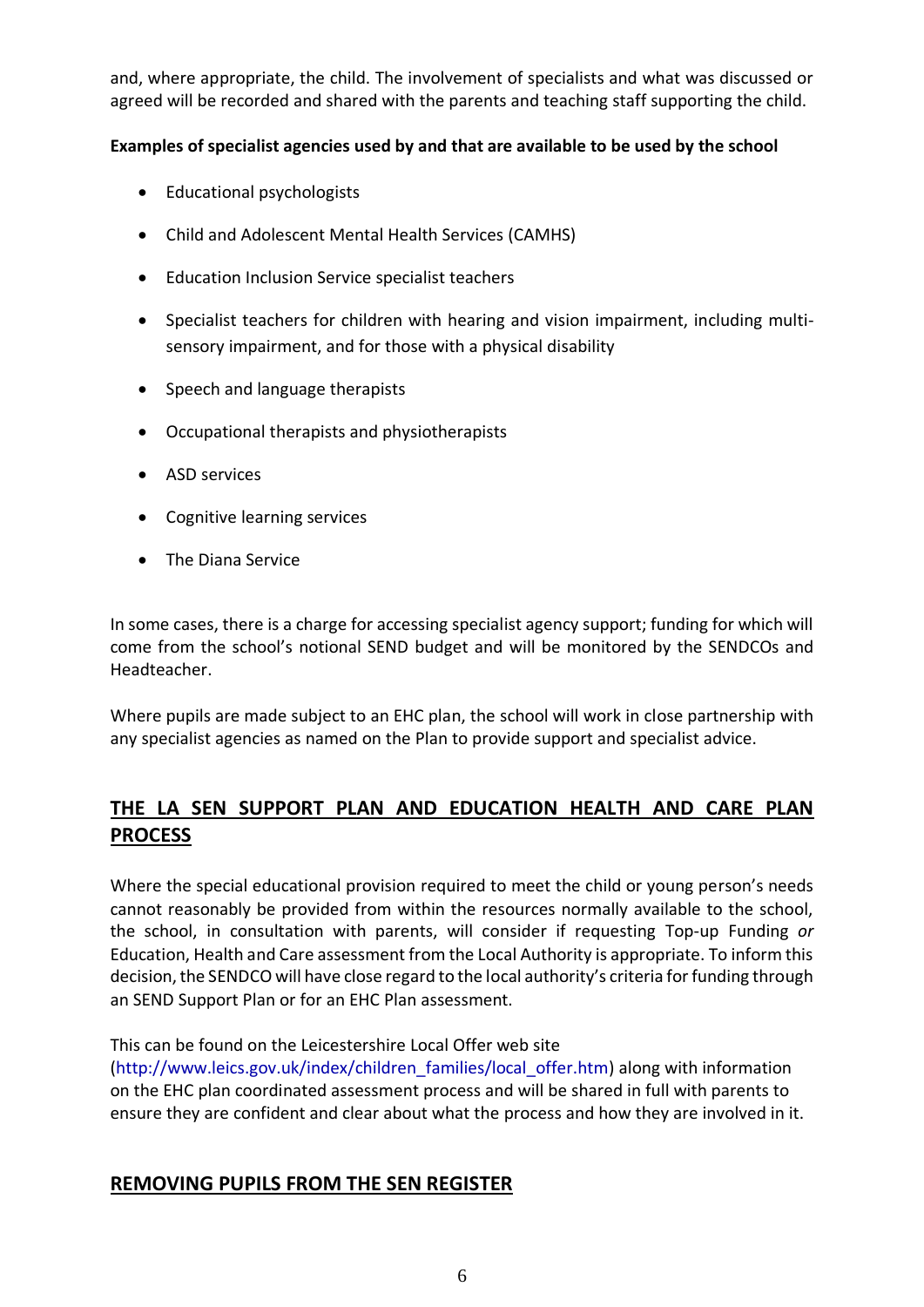and, where appropriate, the child. The involvement of specialists and what was discussed or agreed will be recorded and shared with the parents and teaching staff supporting the child.

**Examples of specialist agencies used by and that are available to be used by the school**

- Educational psychologists
- Child and Adolescent Mental Health Services (CAMHS)
- Education Inclusion Service specialist teachers
- Specialist teachers for children with hearing and vision impairment, including multi-sensory impairment, and for those with a physical disability
- Speech and language therapists
- Occupational therapists and physiotherapists
- ASD services
- Cognitive learning services
- The Diana Service

In some cases, there is a charge for accessing specialist agency support; funding for which will come from the school's notional SEND budget and will be monitored by the SENDCOs and Headteacher.

Where pupils are made subject to an EHC plan, the school will work in close partnership with any specialist agencies as named on the Plan to provide support and specialist advice.

## THE LA SEN SUPPORT PLAN AND EDUCATION HEALTH AND CARE PLAN PROCESS

Where the special educational provision required to meet the child or young person's needs cannot reasonably be provided from within the resources normally available to the school, the school, in consultation with parents, will consider if requesting Top-up Funding *or* Education, Health and Care assessment from the Local Authority is appropriate. To inform this decision, the SENDCO will have close regard to the local authority's criteria for funding through an SEND Support Plan or for an EHC Plan assessment.

This can be found on the Leicestershire Local Offer web site (http://www.leics.gov.uk/index/children_families/local_offer.htm) along with information on the EHC plan coordinated assessment process and will be shared in full with parents to ensure they are confident and clear about what the process and how they are involved in it.

## REMOVING PUPILS FROM THE SEN REGISTER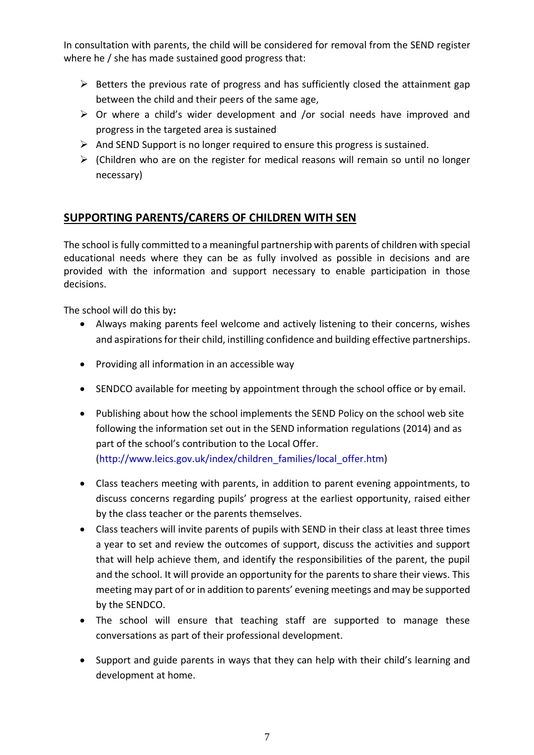In consultation with parents, the child will be considered for removal from the SEND register where he / she has made sustained good progress that:

- Betters the previous rate of progress and has sufficiently closed the attainment gap between the child and their peers of the same age,
- Or where a child's wider development and /or social needs have improved and progress in the targeted area is sustained
- And SEND Support is no longer required to ensure this progress is sustained.
- (Children who are on the register for medical reasons will remain so until no longer necessary)

## SUPPORTING PARENTS/CARERS OF CHILDREN WITH SEN

The school is fully committed to a meaningful partnership with parents of children with special educational needs where they can be as fully involved as possible in decisions and are provided with the information and support necessary to enable participation in those decisions.

The school will do this by**:**

- Always making parents feel welcome and actively listening to their concerns, wishes and aspirations for their child, instilling confidence and building effective partnerships.
- Providing all information in an accessible way
- SENDCO available for meeting by appointment through the school office or by email.
- Publishing about how the school implements the SEND Policy on the school web site following the information set out in the SEND information regulations (2014) and as part of the school's contribution to the Local Offer. (http://www.leics.gov.uk/index/children_families/local_offer.htm)
- Class teachers meeting with parents, in addition to parent evening appointments, to discuss concerns regarding pupils' progress at the earliest opportunity, raised either by the class teacher or the parents themselves.
- Class teachers will invite parents of pupils with SEND in their class at least three times a year to set and review the outcomes of support, discuss the activities and support that will help achieve them, and identify the responsibilities of the parent, the pupil and the school. It will provide an opportunity for the parents to share their views. This meeting may part of or in addition to parents' evening meetings and may be supported by the SENDCO.
- The school will ensure that teaching staff are supported to manage these conversations as part of their professional development.
- Support and guide parents in ways that they can help with their child's learning and development at home.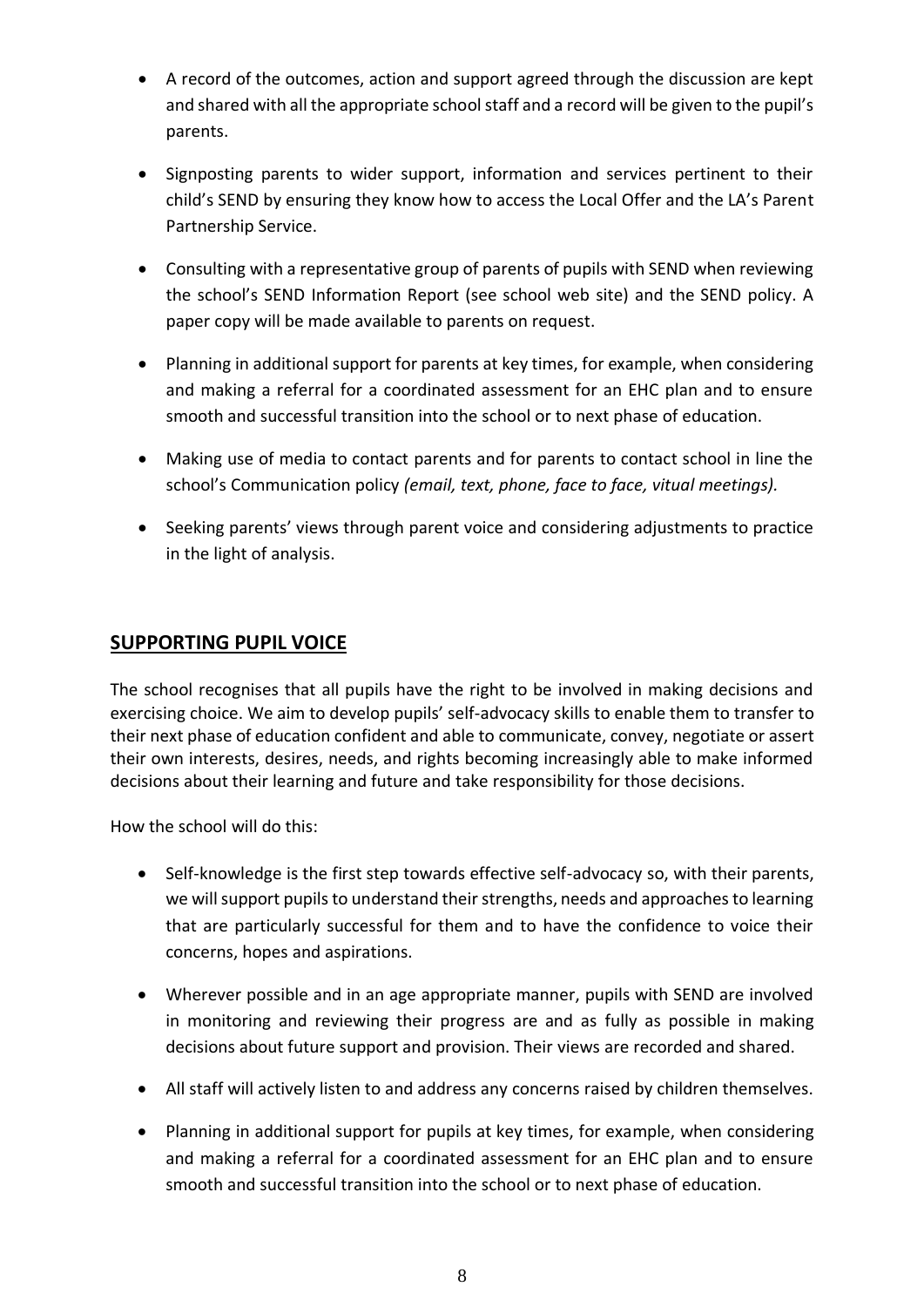- A record of the outcomes, action and support agreed through the discussion are kept and shared with all the appropriate school staff and a record will be given to the pupil's parents.

- Signposting parents to wider support, information and services pertinent to their child's SEND by ensuring they know how to access the Local Offer and the LA's Parent Partnership Service.

- Consulting with a representative group of parents of pupils with SEND when reviewing the school's SEND Information Report (see school web site) and the SEND policy. A paper copy will be made available to parents on request.

- Planning in additional support for parents at key times, for example, when considering and making a referral for a coordinated assessment for an EHC plan and to ensure smooth and successful transition into the school or to next phase of education.

- Making use of media to contact parents and for parents to contact school in line the school's Communication policy *(email, text, phone, face to face, vitual meetings).*

- Seeking parents' views through parent voice and considering adjustments to practice in the light of analysis.

## SUPPORTING PUPIL VOICE

The school recognises that all pupils have the right to be involved in making decisions and exercising choice. We aim to develop pupils' self-advocacy skills to enable them to transfer to their next phase of education confident and able to communicate, convey, negotiate or assert their own interests, desires, needs, and rights becoming increasingly able to make informed decisions about their learning and future and take responsibility for those decisions.

How the school will do this:

- Self-knowledge is the first step towards effective self-advocacy so, with their parents, we will support pupils to understand their strengths, needs and approaches to learning that are particularly successful for them and to have the confidence to voice their concerns, hopes and aspirations.

- Wherever possible and in an age appropriate manner, pupils with SEND are involved in monitoring and reviewing their progress are and as fully as possible in making decisions about future support and provision. Their views are recorded and shared.

- All staff will actively listen to and address any concerns raised by children themselves.

- Planning in additional support for pupils at key times, for example, when considering and making a referral for a coordinated assessment for an EHC plan and to ensure smooth and successful transition into the school or to next phase of education.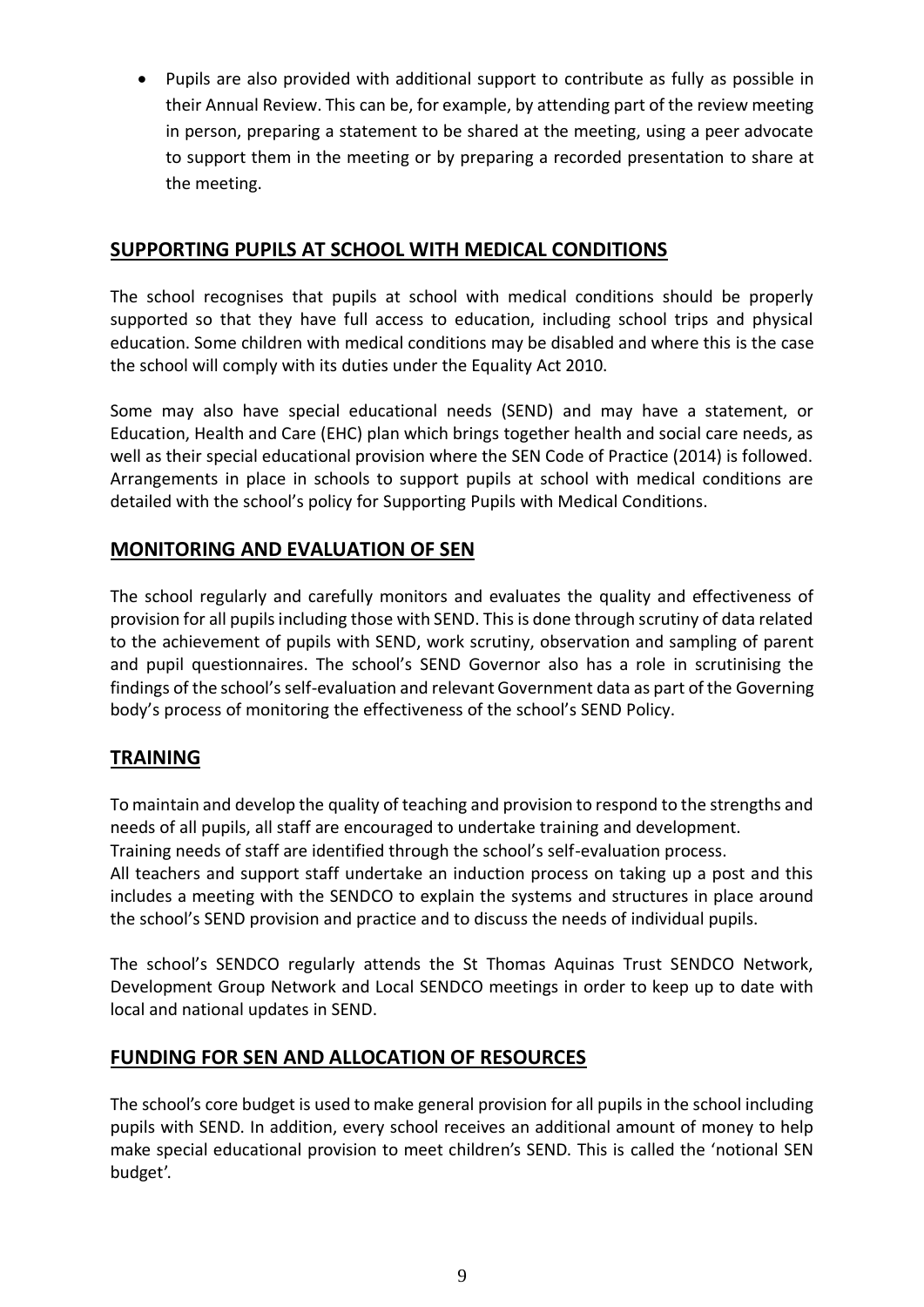- Pupils are also provided with additional support to contribute as fully as possible in their Annual Review. This can be, for example, by attending part of the review meeting in person, preparing a statement to be shared at the meeting, using a peer advocate to support them in the meeting or by preparing a recorded presentation to share at the meeting.

## SUPPORTING PUPILS AT SCHOOL WITH MEDICAL CONDITIONS

The school recognises that pupils at school with medical conditions should be properly supported so that they have full access to education, including school trips and physical education. Some children with medical conditions may be disabled and where this is the case the school will comply with its duties under the Equality Act 2010.

Some may also have special educational needs (SEND) and may have a statement, or Education, Health and Care (EHC) plan which brings together health and social care needs, as well as their special educational provision where the SEN Code of Practice (2014) is followed. Arrangements in place in schools to support pupils at school with medical conditions are detailed with the school's policy for Supporting Pupils with Medical Conditions.

## MONITORING AND EVALUATION OF SEN

The school regularly and carefully monitors and evaluates the quality and effectiveness of provision for all pupils including those with SEND. This is done through scrutiny of data related to the achievement of pupils with SEND, work scrutiny, observation and sampling of parent and pupil questionnaires. The school's SEND Governor also has a role in scrutinising the findings of the school's self-evaluation and relevant Government data as part of the Governing body's process of monitoring the effectiveness of the school's SEND Policy.

## TRAINING

To maintain and develop the quality of teaching and provision to respond to the strengths and needs of all pupils, all staff are encouraged to undertake training and development.
Training needs of staff are identified through the school's self-evaluation process.
All teachers and support staff undertake an induction process on taking up a post and this includes a meeting with the SENDCO to explain the systems and structures in place around the school's SEND provision and practice and to discuss the needs of individual pupils.

The school's SENDCO regularly attends the St Thomas Aquinas Trust SENDCO Network, Development Group Network and Local SENDCO meetings in order to keep up to date with local and national updates in SEND.

## FUNDING FOR SEN AND ALLOCATION OF RESOURCES

The school's core budget is used to make general provision for all pupils in the school including pupils with SEND. In addition, every school receives an additional amount of money to help make special educational provision to meet children's SEND. This is called the 'notional SEN budget'.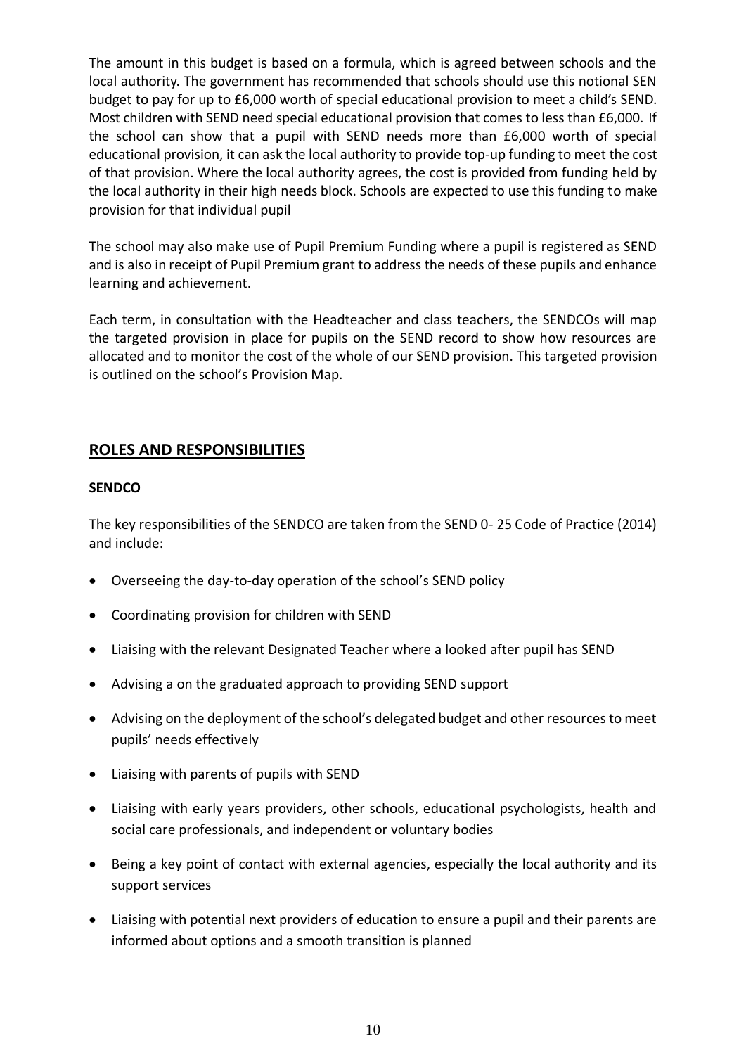The amount in this budget is based on a formula, which is agreed between schools and the local authority. The government has recommended that schools should use this notional SEN budget to pay for up to £6,000 worth of special educational provision to meet a child's SEND. Most children with SEND need special educational provision that comes to less than £6,000. If the school can show that a pupil with SEND needs more than £6,000 worth of special educational provision, it can ask the local authority to provide top-up funding to meet the cost of that provision. Where the local authority agrees, the cost is provided from funding held by the local authority in their high needs block. Schools are expected to use this funding to make provision for that individual pupil

The school may also make use of Pupil Premium Funding where a pupil is registered as SEND and is also in receipt of Pupil Premium grant to address the needs of these pupils and enhance learning and achievement.

Each term, in consultation with the Headteacher and class teachers, the SENDCOs will map the targeted provision in place for pupils on the SEND record to show how resources are allocated and to monitor the cost of the whole of our SEND provision. This targeted provision is outlined on the school's Provision Map.

## ROLES AND RESPONSIBILITIES

### SENDCO

The key responsibilities of the SENDCO are taken from the SEND 0- 25 Code of Practice (2014) and include:

- Overseeing the day-to-day operation of the school's SEND policy
- Coordinating provision for children with SEND
- Liaising with the relevant Designated Teacher where a looked after pupil has SEND
- Advising a on the graduated approach to providing SEND support
- Advising on the deployment of the school's delegated budget and other resources to meet pupils' needs effectively
- Liaising with parents of pupils with SEND
- Liaising with early years providers, other schools, educational psychologists, health and social care professionals, and independent or voluntary bodies
- Being a key point of contact with external agencies, especially the local authority and its support services
- Liaising with potential next providers of education to ensure a pupil and their parents are informed about options and a smooth transition is planned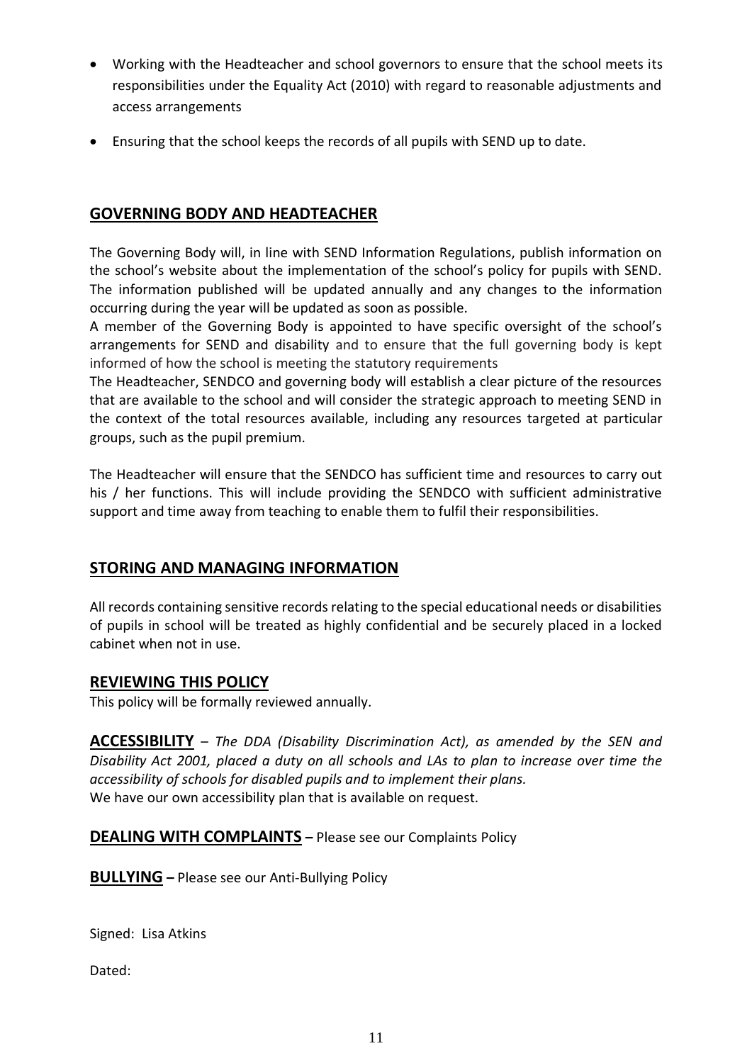- Working with the Headteacher and school governors to ensure that the school meets its responsibilities under the Equality Act (2010) with regard to reasonable adjustments and access arrangements
- Ensuring that the school keeps the records of all pupils with SEND up to date.

## GOVERNING BODY AND HEADTEACHER

The Governing Body will, in line with SEND Information Regulations, publish information on the school's website about the implementation of the school's policy for pupils with SEND. The information published will be updated annually and any changes to the information occurring during the year will be updated as soon as possible.
A member of the Governing Body is appointed to have specific oversight of the school's arrangements for SEND and disability and to ensure that the full governing body is kept informed of how the school is meeting the statutory requirements
The Headteacher, SENDCO and governing body will establish a clear picture of the resources that are available to the school and will consider the strategic approach to meeting SEND in the context of the total resources available, including any resources targeted at particular groups, such as the pupil premium.

The Headteacher will ensure that the SENDCO has sufficient time and resources to carry out his / her functions. This will include providing the SENDCO with sufficient administrative support and time away from teaching to enable them to fulfil their responsibilities.

## STORING AND MANAGING INFORMATION

All records containing sensitive records relating to the special educational needs or disabilities of pupils in school will be treated as highly confidential and be securely placed in a locked cabinet when not in use.

## REVIEWING THIS POLICY

This policy will be formally reviewed annually.

**ACCESSIBILITY** – *The DDA (Disability Discrimination Act), as amended by the SEN and Disability Act 2001, placed a duty on all schools and LAs to plan to increase over time the accessibility of schools for disabled pupils and to implement their plans.*
We have our own accessibility plan that is available on request.

**DEALING WITH COMPLAINTS –** Please see our Complaints Policy

**BULLYING –** Please see our Anti-Bullying Policy

Signed: Lisa Atkins

Dated: